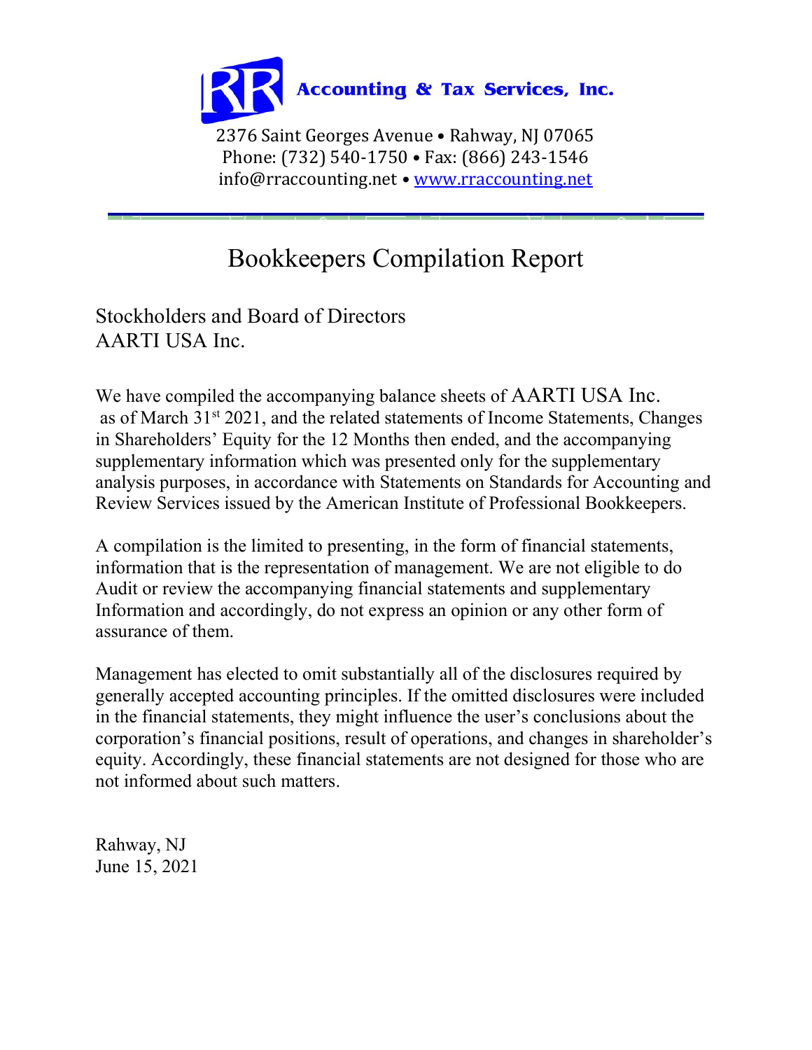**Accounting & Tax Services, Inc.**

2376 Saint Georges Avenue • Rahway, NJ 07065
Phone: (732) 540-1750 • Fax: (866) 243-1546
info@rraccounting.net • www.rraccounting.net

# Bookkeepers Compilation Report

Stockholders and Board of Directors
AARTI USA Inc.

We have compiled the accompanying balance sheets of AARTI USA Inc. as of March 31st 2021, and the related statements of Income Statements, Changes in Shareholders' Equity for the 12 Months then ended, and the accompanying supplementary information which was presented only for the supplementary analysis purposes, in accordance with Statements on Standards for Accounting and Review Services issued by the American Institute of Professional Bookkeepers.

A compilation is the limited to presenting, in the form of financial statements, information that is the representation of management. We are not eligible to do Audit or review the accompanying financial statements and supplementary Information and accordingly, do not express an opinion or any other form of assurance of them.

Management has elected to omit substantially all of the disclosures required by generally accepted accounting principles. If the omitted disclosures were included in the financial statements, they might influence the user's conclusions about the corporation's financial positions, result of operations, and changes in shareholder's equity. Accordingly, these financial statements are not designed for those who are not informed about such matters.

Rahway, NJ
June 15, 2021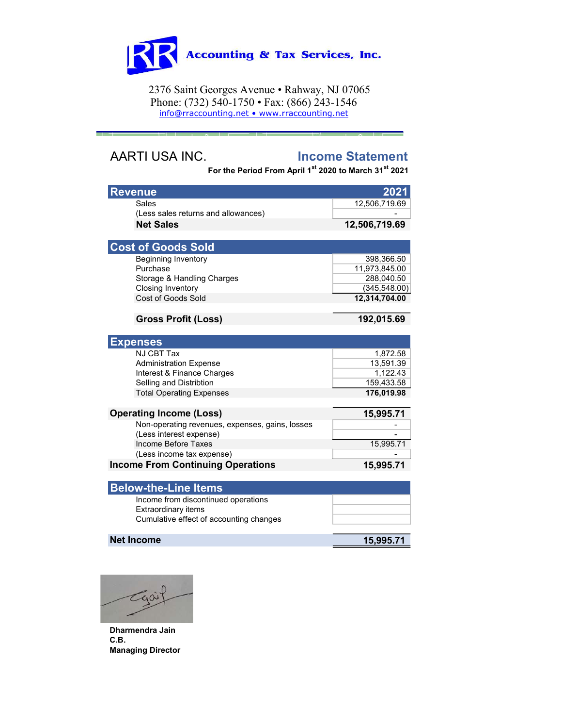**RR Accounting & Tax Services, Inc.**

2376 Saint Georges Avenue • Rahway, NJ 07065
Phone: (732) 540-1750 • Fax: (866) 243-1546
info@rraccounting.net • www.rraccounting.net

## AARTI USA INC.

## Income Statement

**For the Period From April 1st 2020 to March 31st 2021**

| **Revenue** | **2021** |
|---|---|
| Sales | 12,506,719.69 |
| (Less sales returns and allowances) | - |
| **Net Sales** | **12,506,719.69** |
| **Cost of Goods Sold** | |
| Beginning Inventory | 398,366.50 |
| Purchase | 11,973,845.00 |
| Storage & Handling Charges | 288,040.50 |
| Closing Inventory | (345,548.00) |
| Cost of Goods Sold | **12,314,704.00** |
| **Gross Profit (Loss)** | **192,015.69** |
| **Expenses** | |
| NJ CBT Tax | 1,872.58 |
| Administration Expense | 13,591.39 |
| Interest & Finance Charges | 1,122.43 |
| Selling and Distribtion | 159,433.58 |
| Total Operating Expenses | **176,019.98** |
| **Operating Income (Loss)** | **15,995.71** |
| Non-operating revenues, expenses, gains, losses | - |
| (Less interest expense) | - |
| Income Before Taxes | 15,995.71 |
| (Less income tax expense) | - |
| **Income From Continuing Operations** | **15,995.71** |
| **Below-the-Line Items** | |
| Income from discontinued operations | |
| Extraordinary items | |
| Cumulative effect of accounting changes | |
| **Net Income** | **15,995.71** |

**Dharmendra Jain**
**C.B.**
**Managing Director**